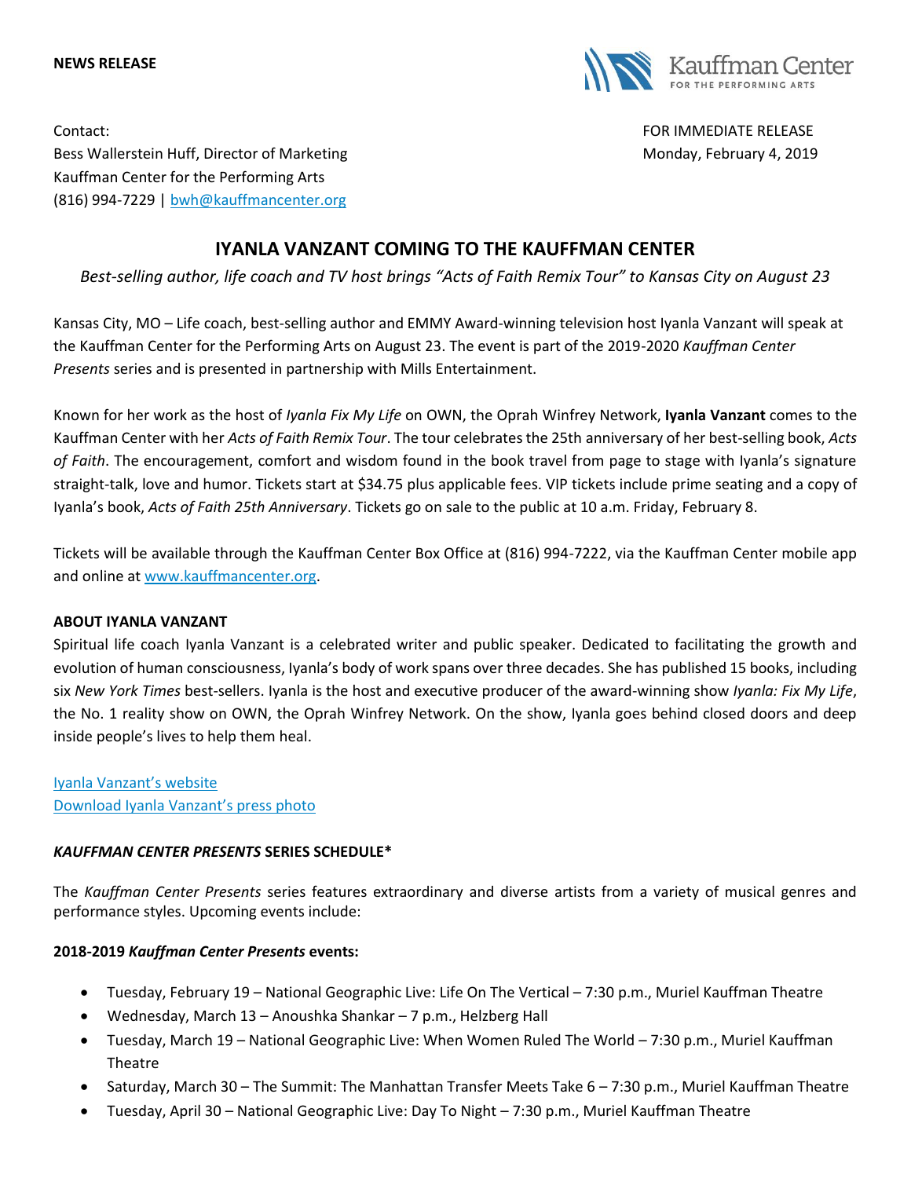**NEWS RELEASE**

Kauffman Center FOR THE PERFORMING ARTS

Contact:
Bess Wallerstein Huff, Director of Marketing
Kauffman Center for the Performing Arts
(816) 994-7229 | [bwh@kauffmancenter.org](mailto:bwh@kauffmancenter.org)

FOR IMMEDIATE RELEASE
Monday, February 4, 2019

# IYANLA VANZANT COMING TO THE KAUFFMAN CENTER

*Best-selling author, life coach and TV host brings "Acts of Faith Remix Tour" to Kansas City on August 23*

Kansas City, MO – Life coach, best-selling author and EMMY Award-winning television host Iyanla Vanzant will speak at the Kauffman Center for the Performing Arts on August 23. The event is part of the 2019-2020 *Kauffman Center Presents* series and is presented in partnership with Mills Entertainment.

Known for her work as the host of *Iyanla Fix My Life* on OWN, the Oprah Winfrey Network, **Iyanla Vanzant** comes to the Kauffman Center with her *Acts of Faith Remix Tour*. The tour celebrates the 25th anniversary of her best-selling book, *Acts of Faith*. The encouragement, comfort and wisdom found in the book travel from page to stage with Iyanla's signature straight-talk, love and humor. Tickets start at $34.75 plus applicable fees. VIP tickets include prime seating and a copy of Iyanla's book, *Acts of Faith 25th Anniversary*. Tickets go on sale to the public at 10 a.m. Friday, February 8.

Tickets will be available through the Kauffman Center Box Office at (816) 994-7222, via the Kauffman Center mobile app and online at [www.kauffmancenter.org](http://www.kauffmancenter.org).

**ABOUT IYANLA VANZANT**

Spiritual life coach Iyanla Vanzant is a celebrated writer and public speaker. Dedicated to facilitating the growth and evolution of human consciousness, Iyanla's body of work spans over three decades. She has published 15 books, including six *New York Times* best-sellers. Iyanla is the host and executive producer of the award-winning show *Iyanla: Fix My Life*, the No. 1 reality show on OWN, the Oprah Winfrey Network. On the show, Iyanla goes behind closed doors and deep inside people's lives to help them heal.

Iyanla Vanzant's website
Download Iyanla Vanzant's press photo

**_KAUFFMAN CENTER PRESENTS_ SERIES SCHEDULE***

The *Kauffman Center Presents* series features extraordinary and diverse artists from a variety of musical genres and performance styles. Upcoming events include:

**2018-2019 _Kauffman Center Presents_ events:**

- Tuesday, February 19 – National Geographic Live: Life On The Vertical – 7:30 p.m., Muriel Kauffman Theatre
- Wednesday, March 13 – Anoushka Shankar – 7 p.m., Helzberg Hall
- Tuesday, March 19 – National Geographic Live: When Women Ruled The World – 7:30 p.m., Muriel Kauffman Theatre
- Saturday, March 30 – The Summit: The Manhattan Transfer Meets Take 6 – 7:30 p.m., Muriel Kauffman Theatre
- Tuesday, April 30 – National Geographic Live: Day To Night – 7:30 p.m., Muriel Kauffman Theatre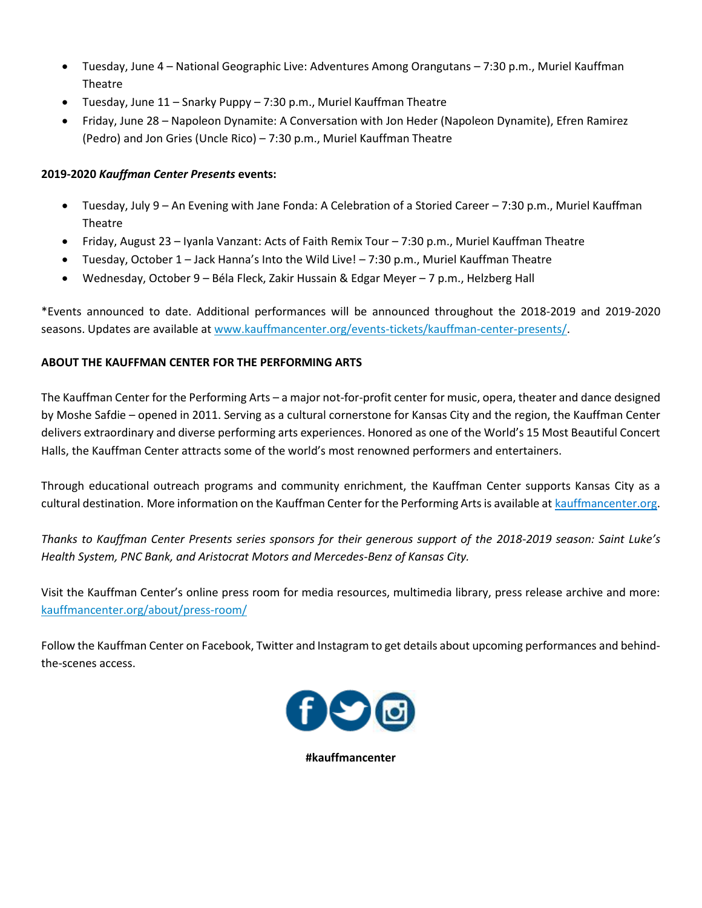- Tuesday, June 4 – National Geographic Live: Adventures Among Orangutans – 7:30 p.m., Muriel Kauffman Theatre
- Tuesday, June 11 – Snarky Puppy – 7:30 p.m., Muriel Kauffman Theatre
- Friday, June 28 – Napoleon Dynamite: A Conversation with Jon Heder (Napoleon Dynamite), Efren Ramirez (Pedro) and Jon Gries (Uncle Rico) – 7:30 p.m., Muriel Kauffman Theatre

**2019-2020 *Kauffman Center Presents* events:**

- Tuesday, July 9 – An Evening with Jane Fonda: A Celebration of a Storied Career – 7:30 p.m., Muriel Kauffman Theatre
- Friday, August 23 – Iyanla Vanzant: Acts of Faith Remix Tour – 7:30 p.m., Muriel Kauffman Theatre
- Tuesday, October 1 – Jack Hanna's Into the Wild Live! – 7:30 p.m., Muriel Kauffman Theatre
- Wednesday, October 9 – Béla Fleck, Zakir Hussain & Edgar Meyer – 7 p.m., Helzberg Hall

*Events announced to date. Additional performances will be announced throughout the 2018-2019 and 2019-2020 seasons. Updates are available at www.kauffmancenter.org/events-tickets/kauffman-center-presents/.

**ABOUT THE KAUFFMAN CENTER FOR THE PERFORMING ARTS**

The Kauffman Center for the Performing Arts – a major not-for-profit center for music, opera, theater and dance designed by Moshe Safdie – opened in 2011. Serving as a cultural cornerstone for Kansas City and the region, the Kauffman Center delivers extraordinary and diverse performing arts experiences. Honored as one of the World's 15 Most Beautiful Concert Halls, the Kauffman Center attracts some of the world's most renowned performers and entertainers.

Through educational outreach programs and community enrichment, the Kauffman Center supports Kansas City as a cultural destination. More information on the Kauffman Center for the Performing Arts is available at kauffmancenter.org.

*Thanks to Kauffman Center Presents series sponsors for their generous support of the 2018-2019 season: Saint Luke's Health System, PNC Bank, and Aristocrat Motors and Mercedes-Benz of Kansas City.*

Visit the Kauffman Center's online press room for media resources, multimedia library, press release archive and more: kauffmancenter.org/about/press-room/

Follow the Kauffman Center on Facebook, Twitter and Instagram to get details about upcoming performances and behind-the-scenes access.

**#kauffmancenter**